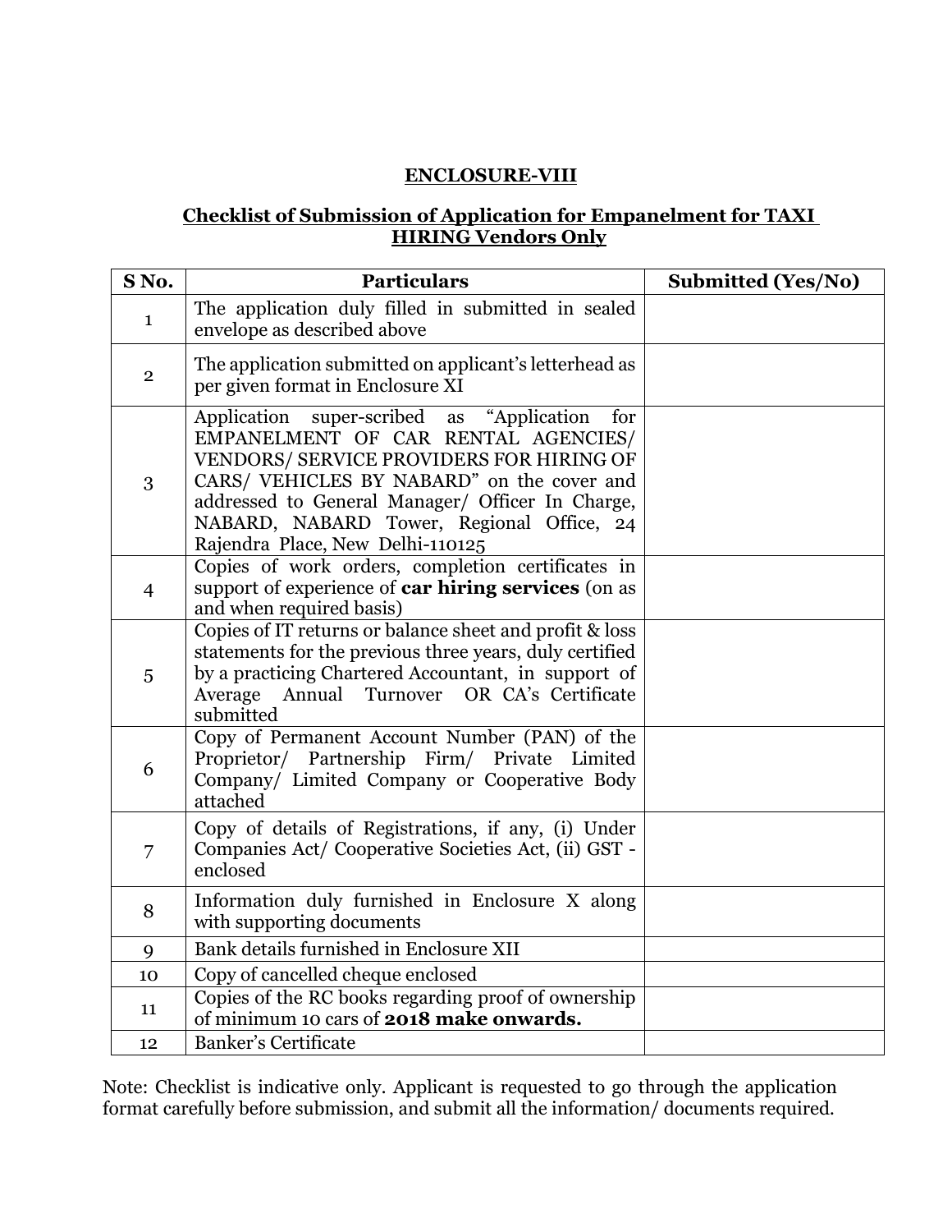# ENCLOSURE-VIII

## Checklist of Submission of Application for Empanelment for TAXI HIRING Vendors Only

| S No. | Particulars | Submitted (Yes/No) |
|---|---|---|
| 1 | The application duly filled in submitted in sealed envelope as described above | |
| 2 | The application submitted on applicant's letterhead as per given format in Enclosure XI | |
| 3 | Application super-scribed as "Application for EMPANELMENT OF CAR RENTAL AGENCIES/ VENDORS/ SERVICE PROVIDERS FOR HIRING OF CARS/ VEHICLES BY NABARD" on the cover and addressed to General Manager/ Officer In Charge, NABARD, NABARD Tower, Regional Office, 24 Rajendra Place, New Delhi-110125 | |
| 4 | Copies of work orders, completion certificates in support of experience of **car hiring services** (on as and when required basis) | |
| 5 | Copies of IT returns or balance sheet and profit & loss statements for the previous three years, duly certified by a practicing Chartered Accountant, in support of Average Annual Turnover OR CA's Certificate submitted | |
| 6 | Copy of Permanent Account Number (PAN) of the Proprietor/ Partnership Firm/ Private Limited Company/ Limited Company or Cooperative Body attached | |
| 7 | Copy of details of Registrations, if any, (i) Under Companies Act/ Cooperative Societies Act, (ii) GST - enclosed | |
| 8 | Information duly furnished in Enclosure X along with supporting documents | |
| 9 | Bank details furnished in Enclosure XII | |
| 10 | Copy of cancelled cheque enclosed | |
| 11 | Copies of the RC books regarding proof of ownership of minimum 10 cars of **2018 make onwards.** | |
| 12 | Banker's Certificate | |

Note: Checklist is indicative only. Applicant is requested to go through the application format carefully before submission, and submit all the information/ documents required.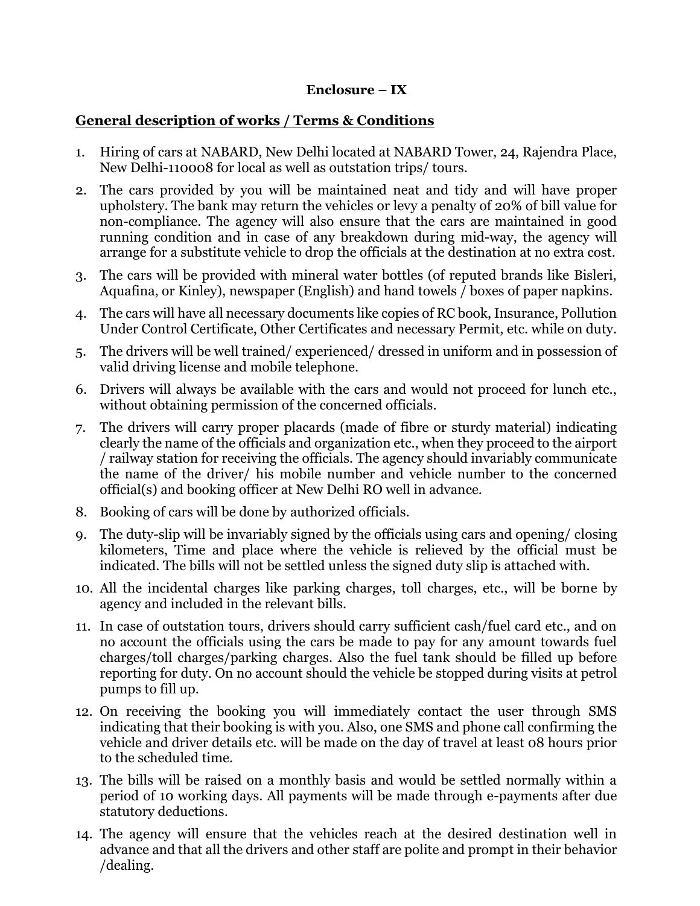**Enclosure – IX**

**General description of works / Terms & Conditions**

1. Hiring of cars at NABARD, New Delhi located at NABARD Tower, 24, Rajendra Place, New Delhi-110008 for local as well as outstation trips/ tours.
2. The cars provided by you will be maintained neat and tidy and will have proper upholstery. The bank may return the vehicles or levy a penalty of 20% of bill value for non-compliance. The agency will also ensure that the cars are maintained in good running condition and in case of any breakdown during mid-way, the agency will arrange for a substitute vehicle to drop the officials at the destination at no extra cost.
3. The cars will be provided with mineral water bottles (of reputed brands like Bisleri, Aquafina, or Kinley), newspaper (English) and hand towels / boxes of paper napkins.
4. The cars will have all necessary documents like copies of RC book, Insurance, Pollution Under Control Certificate, Other Certificates and necessary Permit, etc. while on duty.
5. The drivers will be well trained/ experienced/ dressed in uniform and in possession of valid driving license and mobile telephone.
6. Drivers will always be available with the cars and would not proceed for lunch etc., without obtaining permission of the concerned officials.
7. The drivers will carry proper placards (made of fibre or sturdy material) indicating clearly the name of the officials and organization etc., when they proceed to the airport / railway station for receiving the officials. The agency should invariably communicate the name of the driver/ his mobile number and vehicle number to the concerned official(s) and booking officer at New Delhi RO well in advance.
8. Booking of cars will be done by authorized officials.
9. The duty-slip will be invariably signed by the officials using cars and opening/ closing kilometers, Time and place where the vehicle is relieved by the official must be indicated. The bills will not be settled unless the signed duty slip is attached with.
10. All the incidental charges like parking charges, toll charges, etc., will be borne by agency and included in the relevant bills.
11. In case of outstation tours, drivers should carry sufficient cash/fuel card etc., and on no account the officials using the cars be made to pay for any amount towards fuel charges/toll charges/parking charges. Also the fuel tank should be filled up before reporting for duty. On no account should the vehicle be stopped during visits at petrol pumps to fill up.
12. On receiving the booking you will immediately contact the user through SMS indicating that their booking is with you. Also, one SMS and phone call confirming the vehicle and driver details etc. will be made on the day of travel at least 08 hours prior to the scheduled time.
13. The bills will be raised on a monthly basis and would be settled normally within a period of 10 working days. All payments will be made through e-payments after due statutory deductions.
14. The agency will ensure that the vehicles reach at the desired destination well in advance and that all the drivers and other staff are polite and prompt in their behavior /dealing.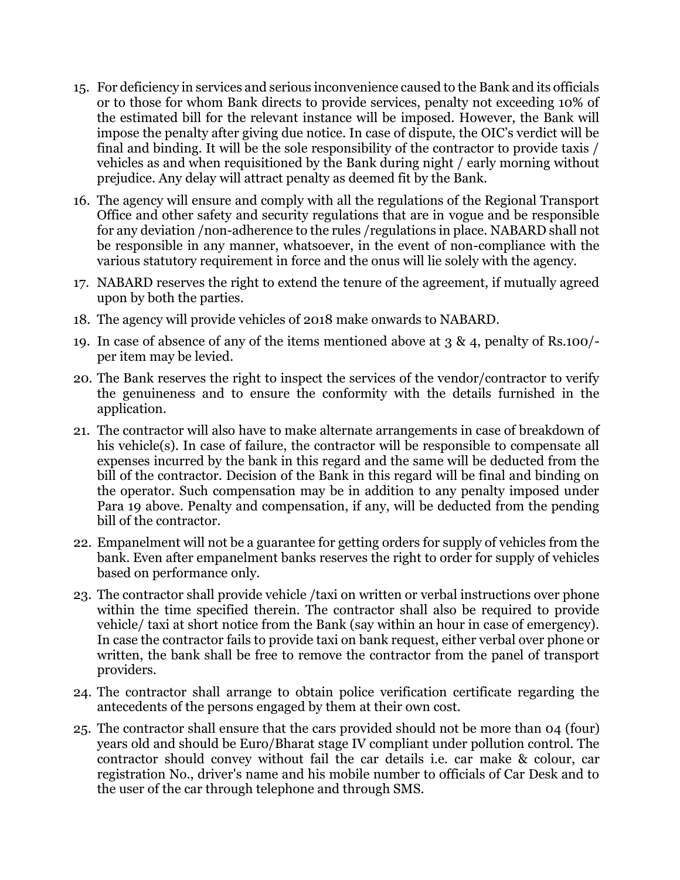15. For deficiency in services and serious inconvenience caused to the Bank and its officials or to those for whom Bank directs to provide services, penalty not exceeding 10% of the estimated bill for the relevant instance will be imposed. However, the Bank will impose the penalty after giving due notice. In case of dispute, the OIC's verdict will be final and binding. It will be the sole responsibility of the contractor to provide taxis / vehicles as and when requisitioned by the Bank during night / early morning without prejudice. Any delay will attract penalty as deemed fit by the Bank.

16. The agency will ensure and comply with all the regulations of the Regional Transport Office and other safety and security regulations that are in vogue and be responsible for any deviation /non-adherence to the rules /regulations in place. NABARD shall not be responsible in any manner, whatsoever, in the event of non-compliance with the various statutory requirement in force and the onus will lie solely with the agency.

17. NABARD reserves the right to extend the tenure of the agreement, if mutually agreed upon by both the parties.

18. The agency will provide vehicles of 2018 make onwards to NABARD.

19. In case of absence of any of the items mentioned above at 3 & 4, penalty of Rs.100/- per item may be levied.

20. The Bank reserves the right to inspect the services of the vendor/contractor to verify the genuineness and to ensure the conformity with the details furnished in the application.

21. The contractor will also have to make alternate arrangements in case of breakdown of his vehicle(s). In case of failure, the contractor will be responsible to compensate all expenses incurred by the bank in this regard and the same will be deducted from the bill of the contractor. Decision of the Bank in this regard will be final and binding on the operator. Such compensation may be in addition to any penalty imposed under Para 19 above. Penalty and compensation, if any, will be deducted from the pending bill of the contractor.

22. Empanelment will not be a guarantee for getting orders for supply of vehicles from the bank. Even after empanelment banks reserves the right to order for supply of vehicles based on performance only.

23. The contractor shall provide vehicle /taxi on written or verbal instructions over phone within the time specified therein. The contractor shall also be required to provide vehicle/ taxi at short notice from the Bank (say within an hour in case of emergency). In case the contractor fails to provide taxi on bank request, either verbal over phone or written, the bank shall be free to remove the contractor from the panel of transport providers.

24. The contractor shall arrange to obtain police verification certificate regarding the antecedents of the persons engaged by them at their own cost.

25. The contractor shall ensure that the cars provided should not be more than 04 (four) years old and should be Euro/Bharat stage IV compliant under pollution control. The contractor should convey without fail the car details i.e. car make & colour, car registration No., driver's name and his mobile number to officials of Car Desk and to the user of the car through telephone and through SMS.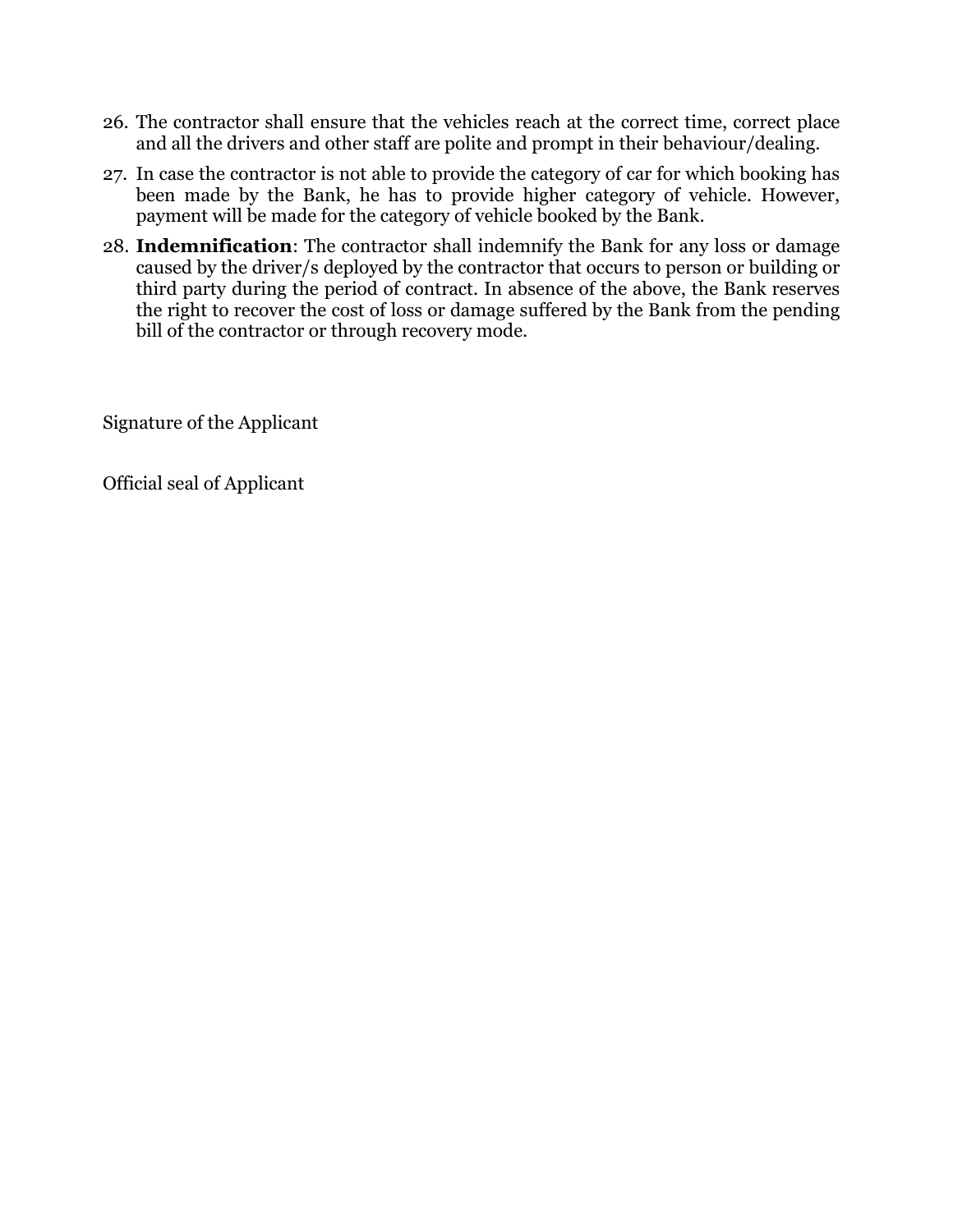26. The contractor shall ensure that the vehicles reach at the correct time, correct place and all the drivers and other staff are polite and prompt in their behaviour/dealing.
27. In case the contractor is not able to provide the category of car for which booking has been made by the Bank, he has to provide higher category of vehicle. However, payment will be made for the category of vehicle booked by the Bank.
28. **Indemnification**: The contractor shall indemnify the Bank for any loss or damage caused by the driver/s deployed by the contractor that occurs to person or building or third party during the period of contract. In absence of the above, the Bank reserves the right to recover the cost of loss or damage suffered by the Bank from the pending bill of the contractor or through recovery mode.

Signature of the Applicant

Official seal of Applicant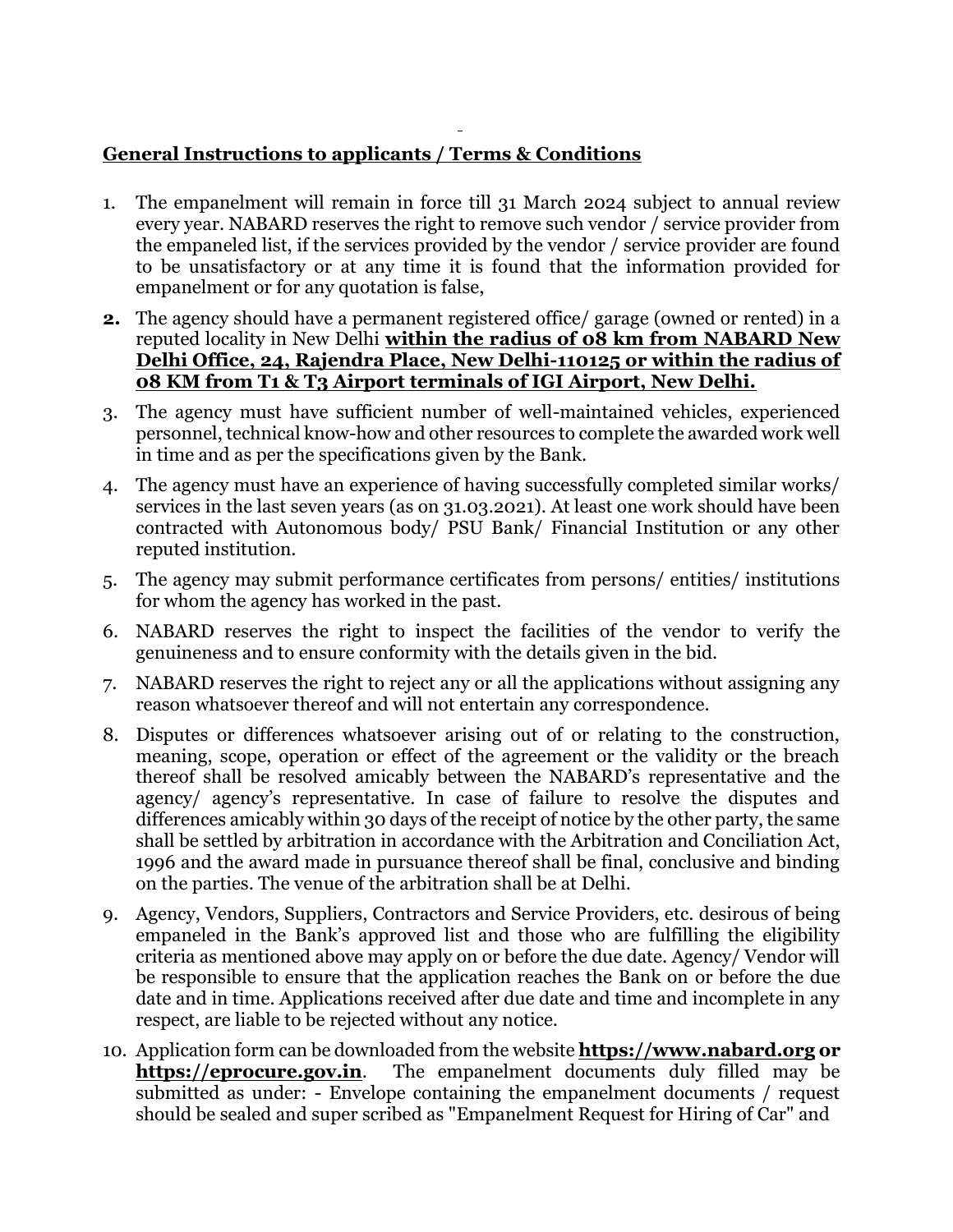**General Instructions to applicants / Terms & Conditions**

1. The empanelment will remain in force till 31 March 2024 subject to annual review every year. NABARD reserves the right to remove such vendor / service provider from the empaneled list, if the services provided by the vendor / service provider are found to be unsatisfactory or at any time it is found that the information provided for empanelment or for any quotation is false,
2. The agency should have a permanent registered office/ garage (owned or rented) in a reputed locality in New Delhi **within the radius of 08 km from NABARD New Delhi Office, 24, Rajendra Place, New Delhi-110125 or within the radius of 08 KM from T1 & T3 Airport terminals of IGI Airport, New Delhi.**
3. The agency must have sufficient number of well-maintained vehicles, experienced personnel, technical know-how and other resources to complete the awarded work well in time and as per the specifications given by the Bank.
4. The agency must have an experience of having successfully completed similar works/ services in the last seven years (as on 31.03.2021). At least one work should have been contracted with Autonomous body/ PSU Bank/ Financial Institution or any other reputed institution.
5. The agency may submit performance certificates from persons/ entities/ institutions for whom the agency has worked in the past.
6. NABARD reserves the right to inspect the facilities of the vendor to verify the genuineness and to ensure conformity with the details given in the bid.
7. NABARD reserves the right to reject any or all the applications without assigning any reason whatsoever thereof and will not entertain any correspondence.
8. Disputes or differences whatsoever arising out of or relating to the construction, meaning, scope, operation or effect of the agreement or the validity or the breach thereof shall be resolved amicably between the NABARD's representative and the agency/ agency's representative. In case of failure to resolve the disputes and differences amicably within 30 days of the receipt of notice by the other party, the same shall be settled by arbitration in accordance with the Arbitration and Conciliation Act, 1996 and the award made in pursuance thereof shall be final, conclusive and binding on the parties. The venue of the arbitration shall be at Delhi.
9. Agency, Vendors, Suppliers, Contractors and Service Providers, etc. desirous of being empaneled in the Bank's approved list and those who are fulfilling the eligibility criteria as mentioned above may apply on or before the due date. Agency/ Vendor will be responsible to ensure that the application reaches the Bank on or before the due date and in time. Applications received after due date and time and incomplete in any respect, are liable to be rejected without any notice.
10. Application form can be downloaded from the website **https://www.nabard.org or https://eprocure.gov.in**. The empanelment documents duly filled may be submitted as under: - Envelope containing the empanelment documents / request should be sealed and super scribed as "Empanelment Request for Hiring of Car" and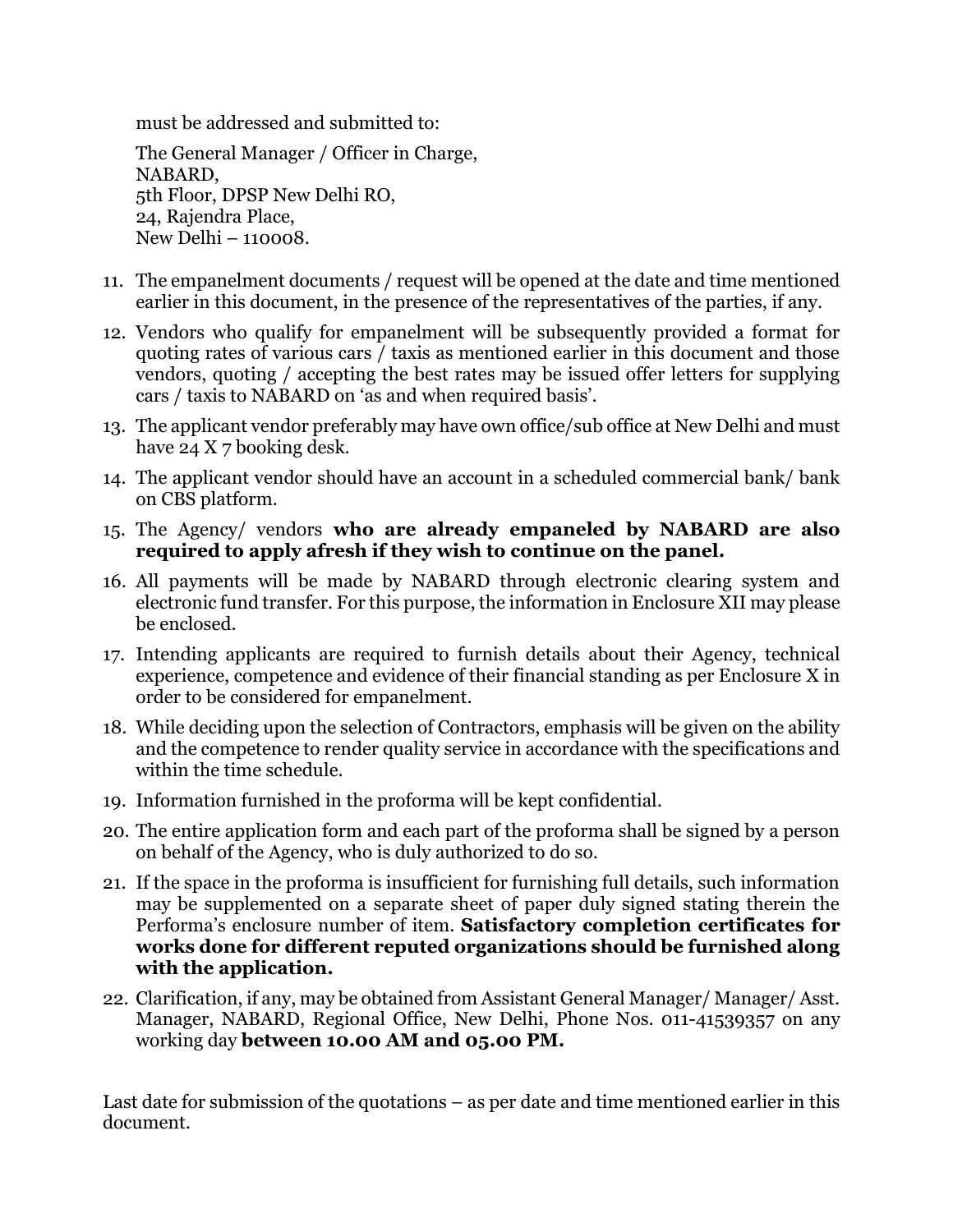must be addressed and submitted to:

The General Manager / Officer in Charge,  
NABARD,  
5th Floor, DPSP New Delhi RO,  
24, Rajendra Place,  
New Delhi – 110008.

11. The empanelment documents / request will be opened at the date and time mentioned earlier in this document, in the presence of the representatives of the parties, if any.
12. Vendors who qualify for empanelment will be subsequently provided a format for quoting rates of various cars / taxis as mentioned earlier in this document and those vendors, quoting / accepting the best rates may be issued offer letters for supplying cars / taxis to NABARD on 'as and when required basis'.
13. The applicant vendor preferably may have own office/sub office at New Delhi and must have 24 X 7 booking desk.
14. The applicant vendor should have an account in a scheduled commercial bank/ bank on CBS platform.
15. The Agency/ vendors **who are already empaneled by NABARD are also required to apply afresh if they wish to continue on the panel.**
16. All payments will be made by NABARD through electronic clearing system and electronic fund transfer. For this purpose, the information in Enclosure XII may please be enclosed.
17. Intending applicants are required to furnish details about their Agency, technical experience, competence and evidence of their financial standing as per Enclosure X in order to be considered for empanelment.
18. While deciding upon the selection of Contractors, emphasis will be given on the ability and the competence to render quality service in accordance with the specifications and within the time schedule.
19. Information furnished in the proforma will be kept confidential.
20. The entire application form and each part of the proforma shall be signed by a person on behalf of the Agency, who is duly authorized to do so.
21. If the space in the proforma is insufficient for furnishing full details, such information may be supplemented on a separate sheet of paper duly signed stating therein the Performa's enclosure number of item. **Satisfactory completion certificates for works done for different reputed organizations should be furnished along with the application.**
22. Clarification, if any, may be obtained from Assistant General Manager/ Manager/ Asst. Manager, NABARD, Regional Office, New Delhi, Phone Nos. 011-41539357 on any working day **between 10.00 AM and 05.00 PM.**

Last date for submission of the quotations – as per date and time mentioned earlier in this document.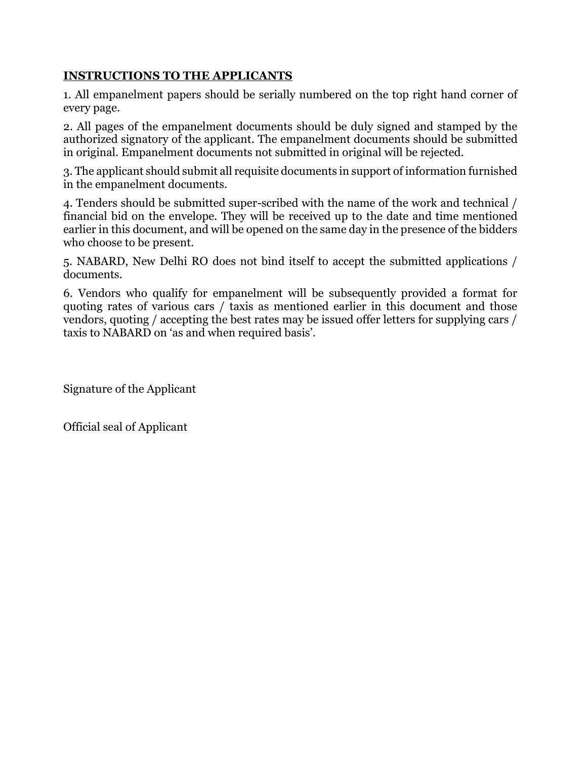## INSTRUCTIONS TO THE APPLICANTS

1. All empanelment papers should be serially numbered on the top right hand corner of every page.

2. All pages of the empanelment documents should be duly signed and stamped by the authorized signatory of the applicant. The empanelment documents should be submitted in original. Empanelment documents not submitted in original will be rejected.

3. The applicant should submit all requisite documents in support of information furnished in the empanelment documents.

4. Tenders should be submitted super-scribed with the name of the work and technical / financial bid on the envelope. They will be received up to the date and time mentioned earlier in this document, and will be opened on the same day in the presence of the bidders who choose to be present.

5. NABARD, New Delhi RO does not bind itself to accept the submitted applications / documents.

6. Vendors who qualify for empanelment will be subsequently provided a format for quoting rates of various cars / taxis as mentioned earlier in this document and those vendors, quoting / accepting the best rates may be issued offer letters for supplying cars / taxis to NABARD on 'as and when required basis'.

Signature of the Applicant

Official seal of Applicant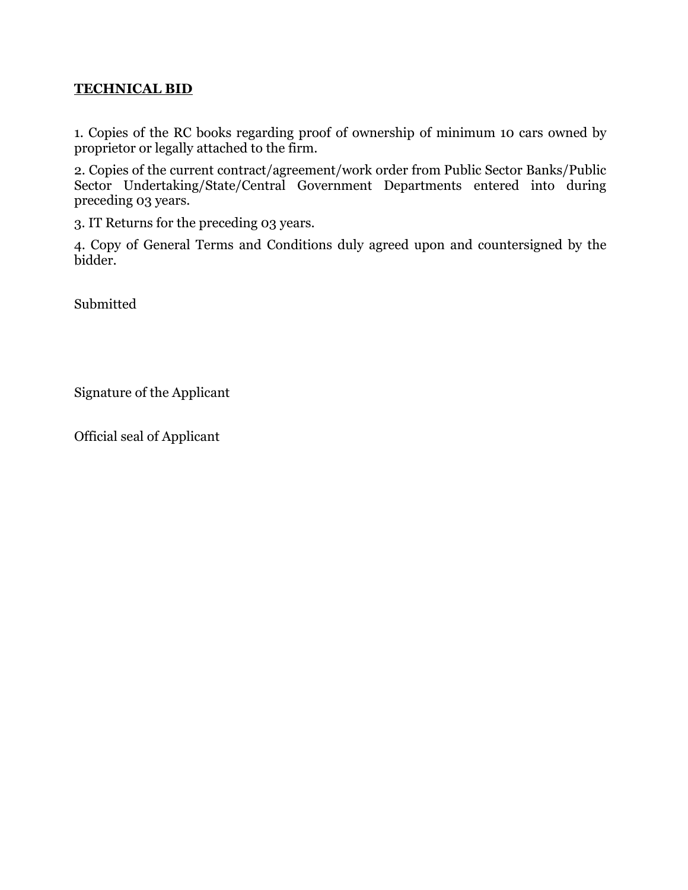**TECHNICAL BID**

1. Copies of the RC books regarding proof of ownership of minimum 10 cars owned by proprietor or legally attached to the firm.

2. Copies of the current contract/agreement/work order from Public Sector Banks/Public Sector Undertaking/State/Central Government Departments entered into during preceding 03 years.

3. IT Returns for the preceding 03 years.

4. Copy of General Terms and Conditions duly agreed upon and countersigned by the bidder.

Submitted

Signature of the Applicant

Official seal of Applicant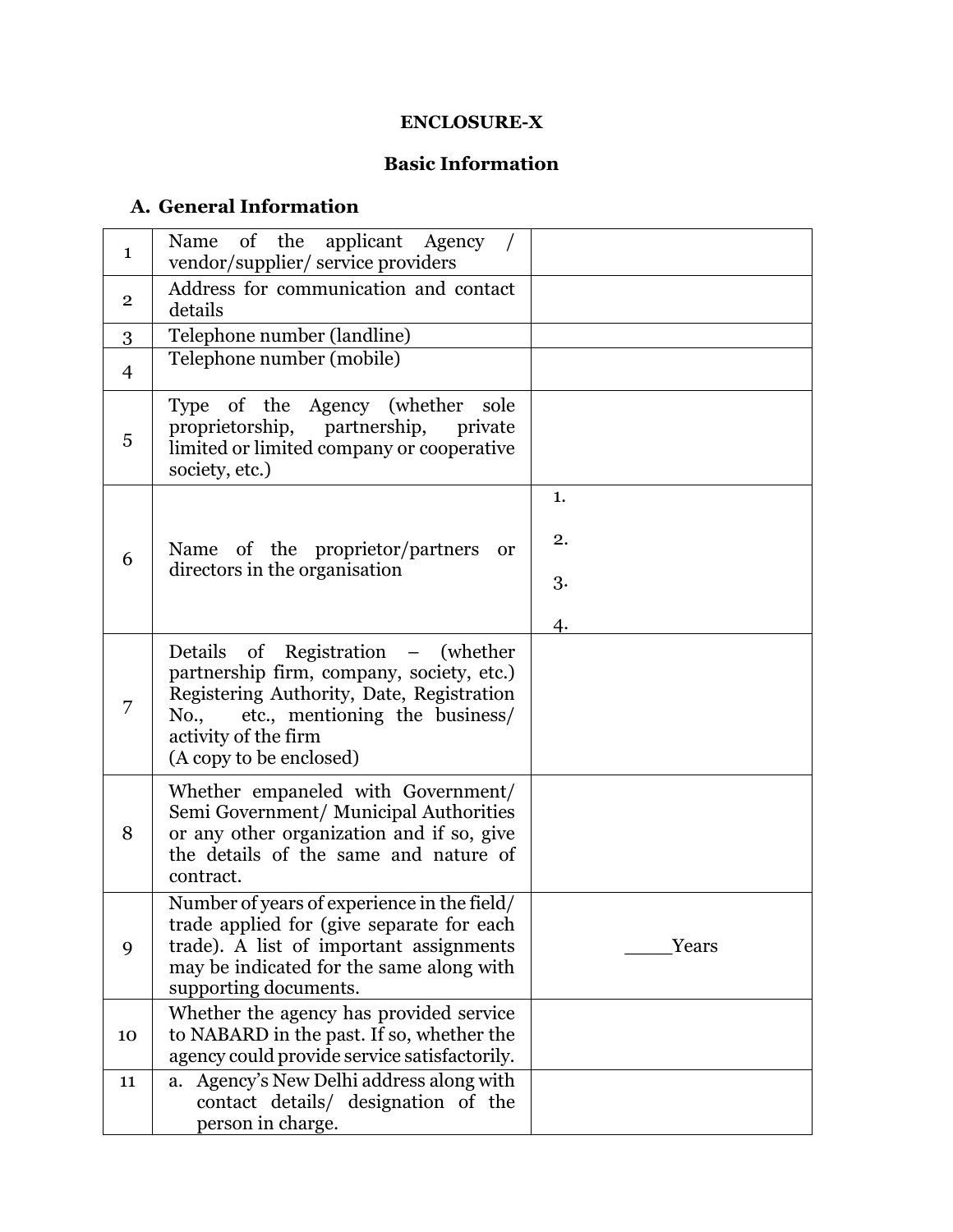**ENCLOSURE-X**

**Basic Information**

## A. General Information

| | | |
|---|---|---|
| 1 | Name of the applicant Agency / vendor/supplier/ service providers | |
| 2 | Address for communication and contact details | |
| 3 | Telephone number (landline) | |
| 4 | Telephone number (mobile) | |
| 5 | Type of the Agency (whether sole proprietorship, partnership, private limited or limited company or cooperative society, etc.) | |
| 6 | Name of the proprietor/partners or directors in the organisation | 1.<br>2.<br>3.<br>4. |
| 7 | Details of Registration – (whether partnership firm, company, society, etc.) Registering Authority, Date, Registration No., etc., mentioning the business/ activity of the firm<br>(A copy to be enclosed) | |
| 8 | Whether empaneled with Government/ Semi Government/ Municipal Authorities or any other organization and if so, give the details of the same and nature of contract. | |
| 9 | Number of years of experience in the field/ trade applied for (give separate for each trade). A list of important assignments may be indicated for the same along with supporting documents. | ____Years |
| 10 | Whether the agency has provided service to NABARD in the past. If so, whether the agency could provide service satisfactorily. | |
| 11 | a. Agency's New Delhi address along with contact details/ designation of the person in charge. | |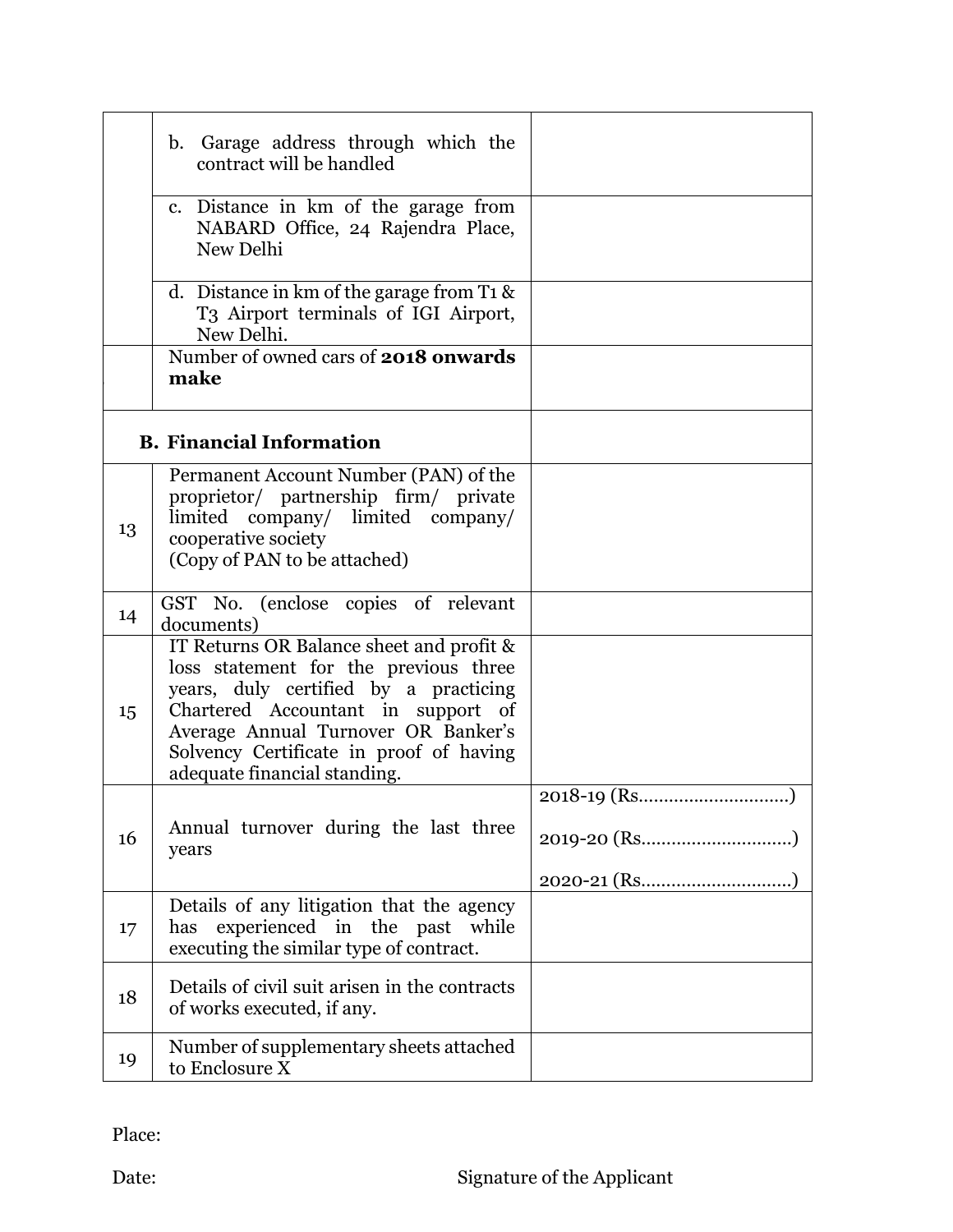| | | |
|---|---|---|
| | b. Garage address through which the contract will be handled | |
| | c. Distance in km of the garage from NABARD Office, 24 Rajendra Place, New Delhi | |
| | d. Distance in km of the garage from T1 & T3 Airport terminals of IGI Airport, New Delhi. | |
| | Number of owned cars of **2018 onwards make** | |
| **B. Financial Information** | | |
| 13 | Permanent Account Number (PAN) of the proprietor/ partnership firm/ private limited company/ limited company/ cooperative society<br>(Copy of PAN to be attached) | |
| 14 | GST No. (enclose copies of relevant documents) | |
| 15 | IT Returns OR Balance sheet and profit & loss statement for the previous three years, duly certified by a practicing Chartered Accountant in support of Average Annual Turnover OR Banker's Solvency Certificate in proof of having adequate financial standing. | |
| 16 | Annual turnover during the last three years | 2018-19 (Rs.............................)<br>2019-20 (Rs.............................)<br>2020-21 (Rs.............................) |
| 17 | Details of any litigation that the agency has experienced in the past while executing the similar type of contract. | |
| 18 | Details of civil suit arisen in the contracts of works executed, if any. | |
| 19 | Number of supplementary sheets attached to Enclosure X | |

Place:

Date: Signature of the Applicant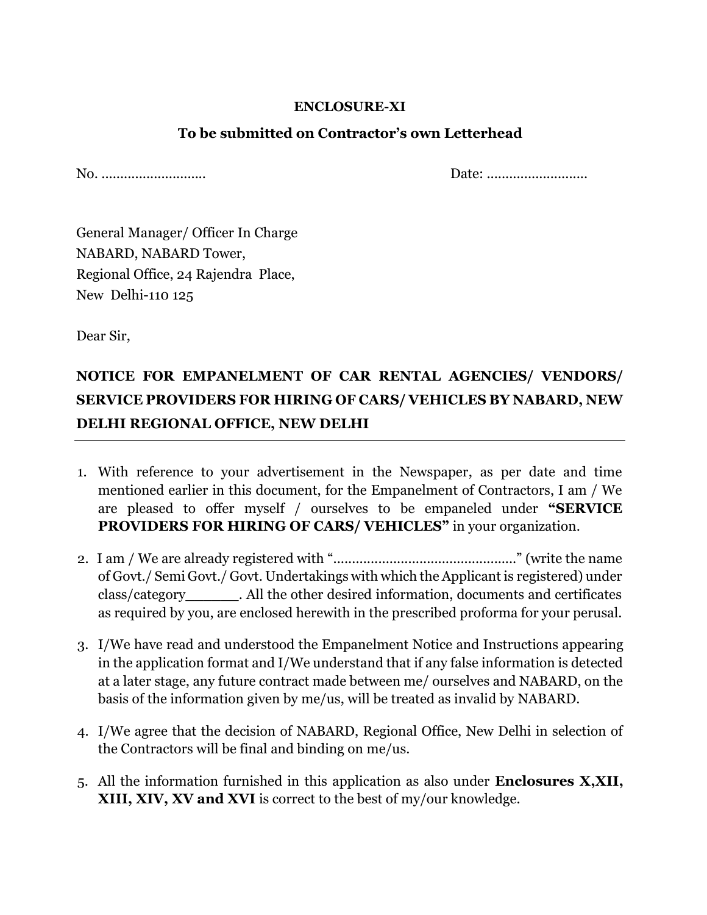**ENCLOSURE-XI**

**To be submitted on Contractor's own Letterhead**

No. ……………………… Date: ………………………

General Manager/ Officer In Charge
NABARD, NABARD Tower,
Regional Office, 24 Rajendra Place,
New Delhi-110 125

Dear Sir,

**NOTICE FOR EMPANELMENT OF CAR RENTAL AGENCIES/ VENDORS/ SERVICE PROVIDERS FOR HIRING OF CARS/ VEHICLES BY NABARD, NEW DELHI REGIONAL OFFICE, NEW DELHI**

---

1. With reference to your advertisement in the Newspaper, as per date and time mentioned earlier in this document, for the Empanelment of Contractors, I am / We are pleased to offer myself / ourselves to be empaneled under **"SERVICE PROVIDERS FOR HIRING OF CARS/ VEHICLES"** in your organization.

2. I am / We are already registered with "…………………………………………" (write the name of Govt./ Semi Govt./ Govt. Undertakings with which the Applicant is registered) under class/category______. All the other desired information, documents and certificates as required by you, are enclosed herewith in the prescribed proforma for your perusal.

3. I/We have read and understood the Empanelment Notice and Instructions appearing in the application format and I/We understand that if any false information is detected at a later stage, any future contract made between me/ ourselves and NABARD, on the basis of the information given by me/us, will be treated as invalid by NABARD.

4. I/We agree that the decision of NABARD, Regional Office, New Delhi in selection of the Contractors will be final and binding on me/us.

5. All the information furnished in this application as also under **Enclosures X,XII, XIII, XIV, XV and XVI** is correct to the best of my/our knowledge.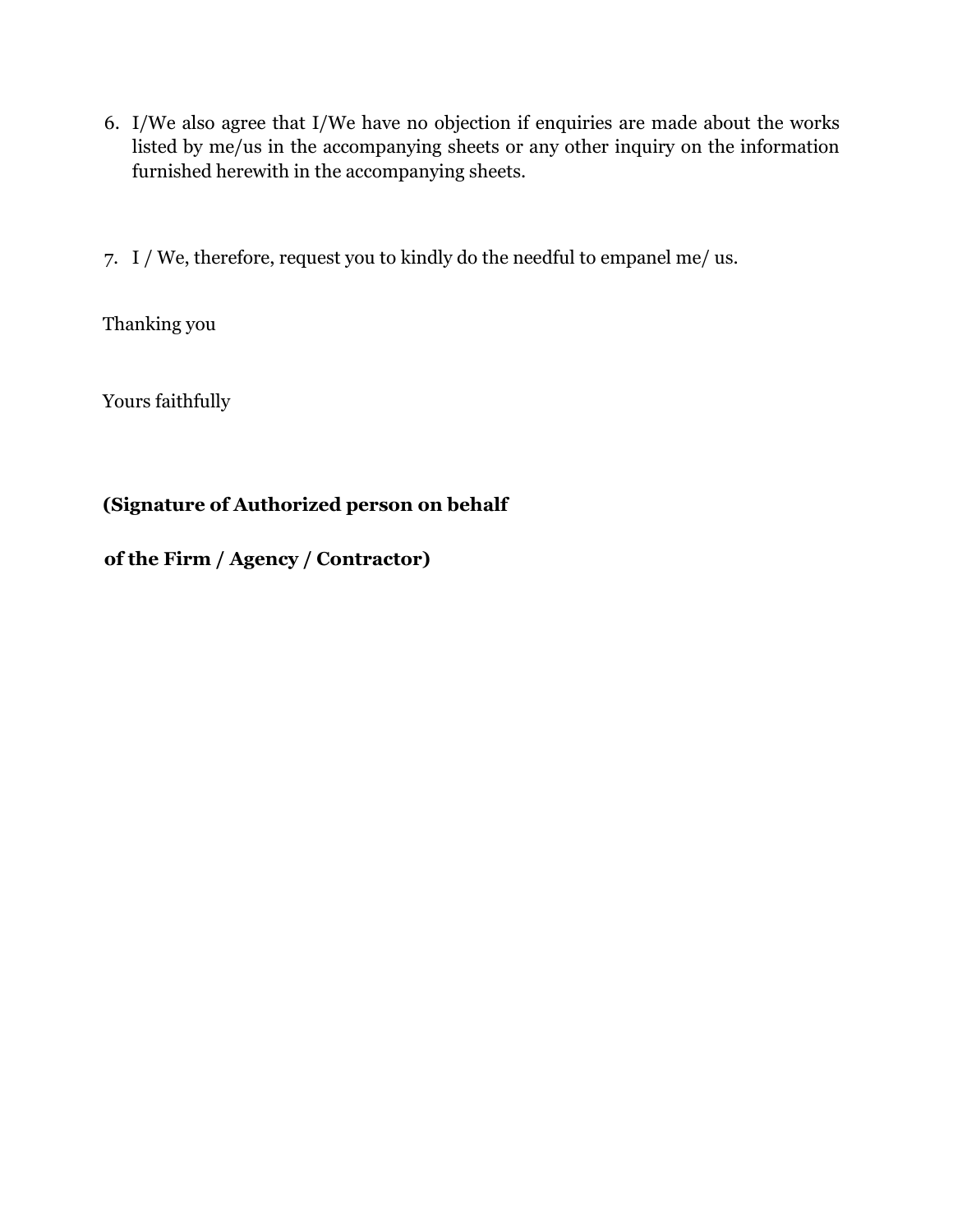6. I/We also agree that I/We have no objection if enquiries are made about the works listed by me/us in the accompanying sheets or any other inquiry on the information furnished herewith in the accompanying sheets.

7. I / We, therefore, request you to kindly do the needful to empanel me/ us.

Thanking you

Yours faithfully

**(Signature of Authorized person on behalf**

**of the Firm / Agency / Contractor)**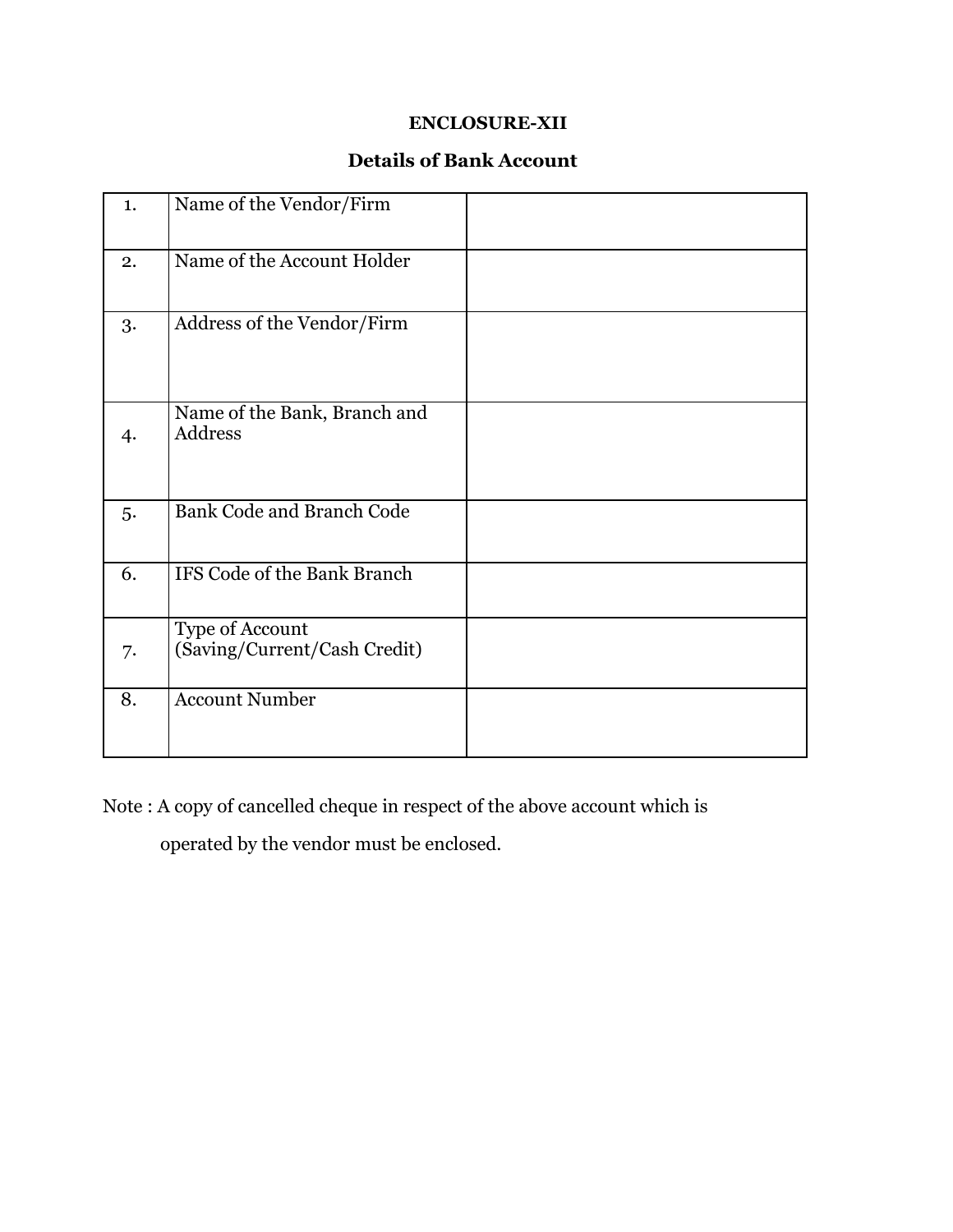**ENCLOSURE-XII**

**Details of Bank Account**

| | | |
|---|---|---|
| 1. | Name of the Vendor/Firm | |
| 2. | Name of the Account Holder | |
| 3. | Address of the Vendor/Firm | |
| 4. | Name of the Bank, Branch and Address | |
| 5. | Bank Code and Branch Code | |
| 6. | IFS Code of the Bank Branch | |
| 7. | Type of Account (Saving/Current/Cash Credit) | |
| 8. | Account Number | |

Note : A copy of cancelled cheque in respect of the above account which is operated by the vendor must be enclosed.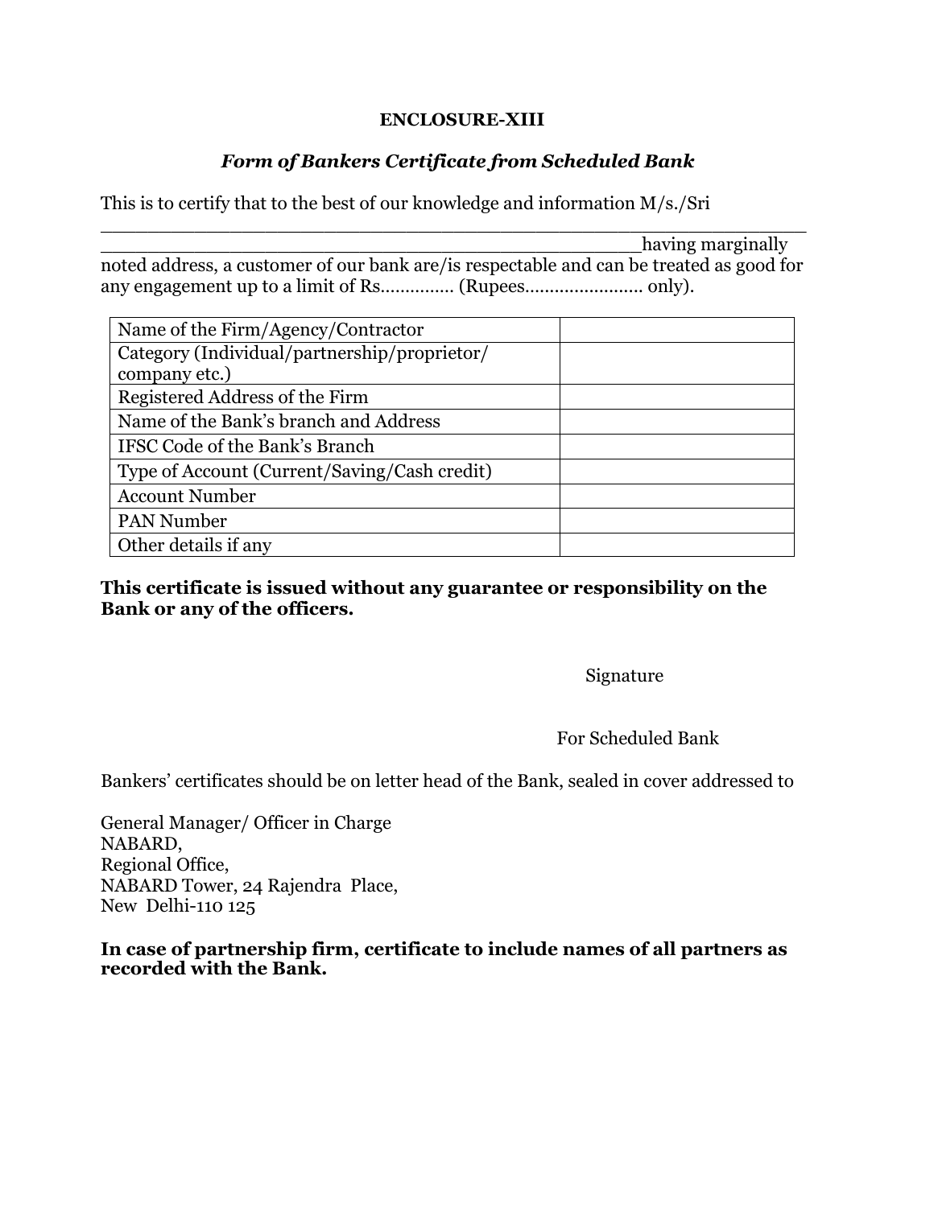**ENCLOSURE-XIII**

***Form of Bankers Certificate from Scheduled Bank***

This is to certify that to the best of our knowledge and information M/s./Sri ______________________________________________________________ ______________________________________________________having marginally noted address, a customer of our bank are/is respectable and can be treated as good for any engagement up to a limit of Rs.............. (Rupees....................... only).

| | |
|---|---|
| Name of the Firm/Agency/Contractor | |
| Category (Individual/partnership/proprietor/ company etc.) | |
| Registered Address of the Firm | |
| Name of the Bank's branch and Address | |
| IFSC Code of the Bank's Branch | |
| Type of Account (Current/Saving/Cash credit) | |
| Account Number | |
| PAN Number | |
| Other details if any | |

**This certificate is issued without any guarantee or responsibility on the Bank or any of the officers.**

Signature

For Scheduled Bank

Bankers' certificates should be on letter head of the Bank, sealed in cover addressed to

General Manager/ Officer in Charge
NABARD,
Regional Office,
NABARD Tower, 24 Rajendra Place,
New Delhi-110 125

**In case of partnership firm, certificate to include names of all partners as recorded with the Bank.**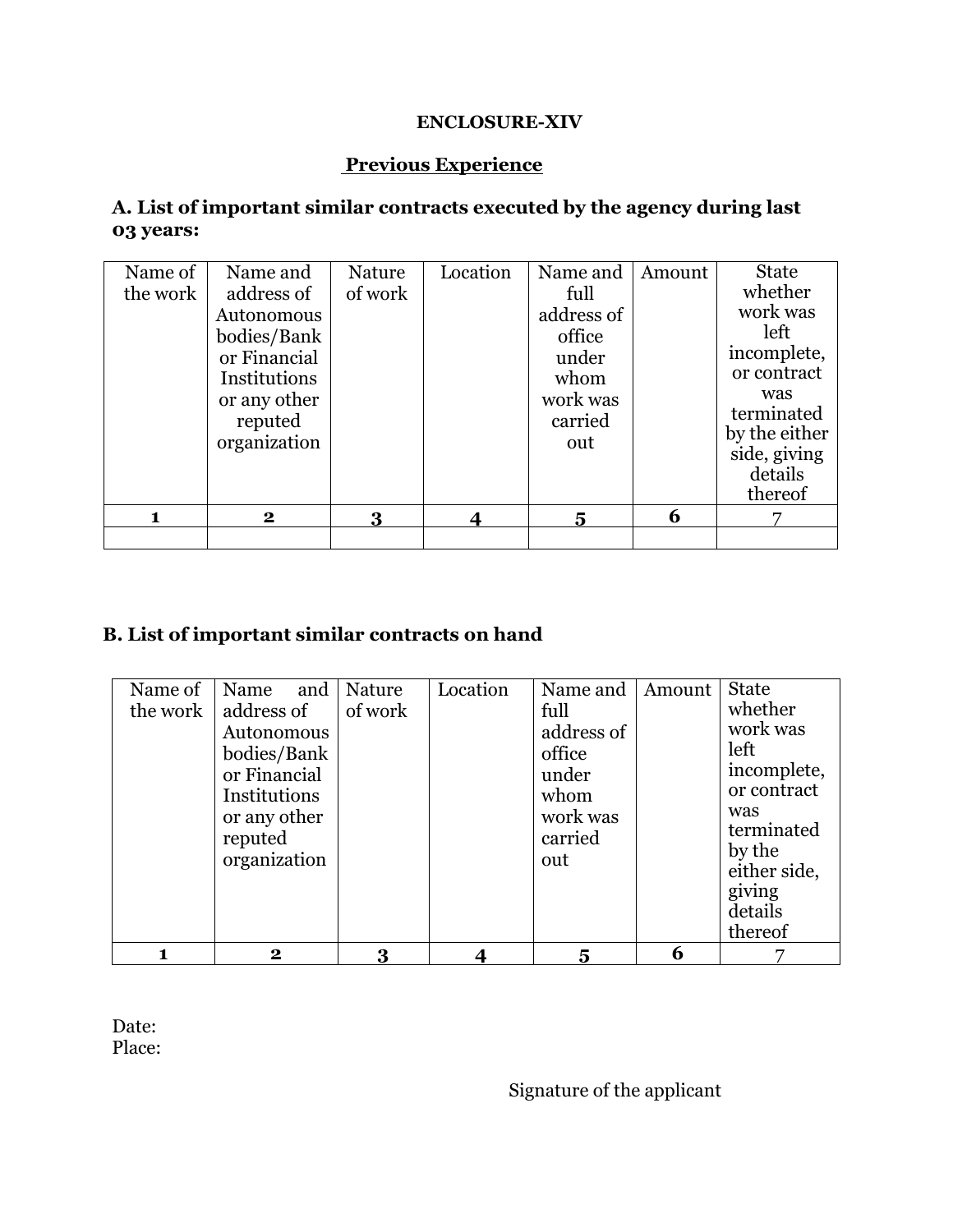**ENCLOSURE-XIV**

**Previous Experience**

**A. List of important similar contracts executed by the agency during last 03 years:**

| Name of the work | Name and address of Autonomous bodies/Bank or Financial Institutions or any other reputed organization | Nature of work | Location | Name and full address of office under whom work was carried out | Amount | State whether work was left incomplete, or contract was terminated by the either side, giving details thereof |
|---|---|---|---|---|---|---|
| 1 | 2 | 3 | 4 | 5 | 6 | 7 |
| | | | | | | |

**B. List of important similar contracts on hand**

| Name of the work | Name and address of Autonomous bodies/Bank or Financial Institutions or any other reputed organization | Nature of work | Location | Name and full address of office under whom work was carried out | Amount | State whether work was left incomplete, or contract was terminated by the either side, giving details thereof |
|---|---|---|---|---|---|---|
| 1 | 2 | 3 | 4 | 5 | 6 | 7 |

Date:
Place:

Signature of the applicant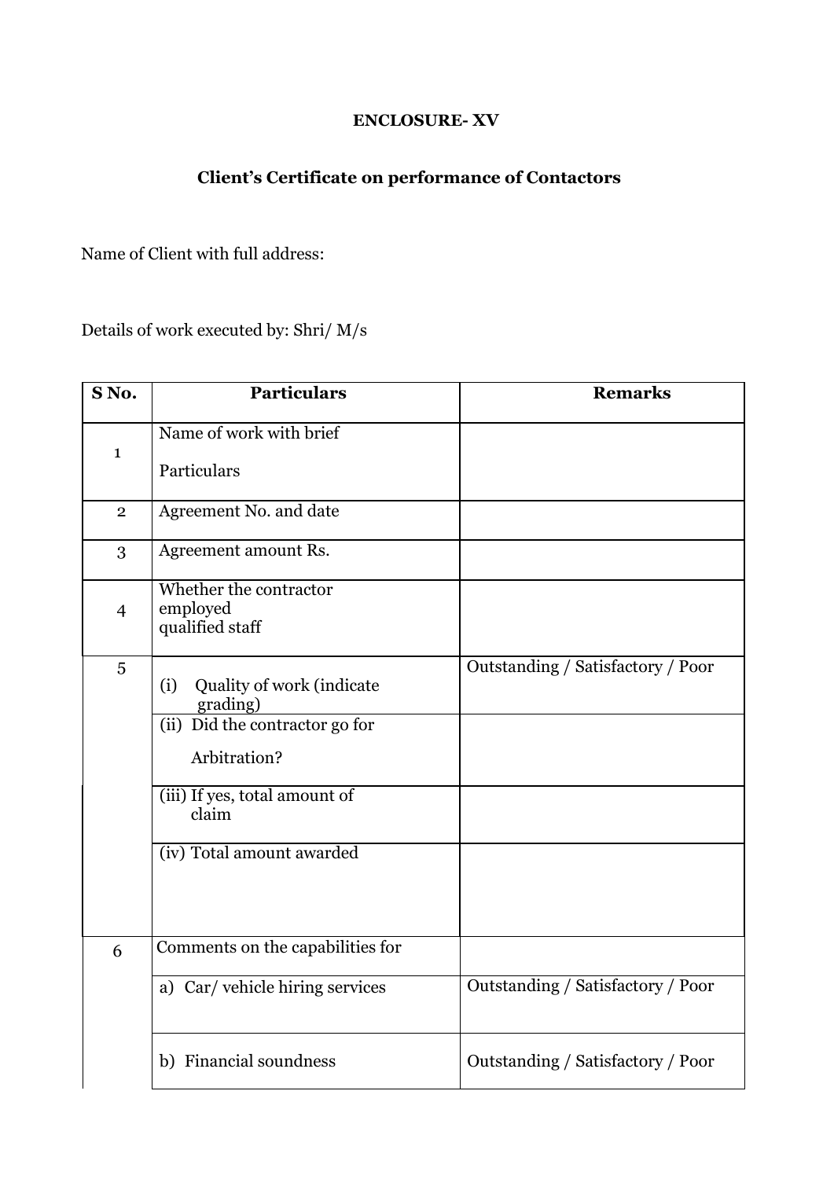**ENCLOSURE- XV**

**Client's Certificate on performance of Contactors**

Name of Client with full address:

Details of work executed by: Shri/ M/s

| S No. | Particulars | Remarks |
|---|---|---|
| 1 | Name of work with brief Particulars | |
| 2 | Agreement No. and date | |
| 3 | Agreement amount Rs. | |
| 4 | Whether the contractor employed qualified staff | |
| 5 | (i) Quality of work (indicate grading) | Outstanding / Satisfactory / Poor |
| | (ii) Did the contractor go for Arbitration? | |
| | (iii) If yes, total amount of claim | |
| | (iv) Total amount awarded | |
| 6 | Comments on the capabilities for | |
| | a) Car/ vehicle hiring services | Outstanding / Satisfactory / Poor |
| | b) Financial soundness | Outstanding / Satisfactory / Poor |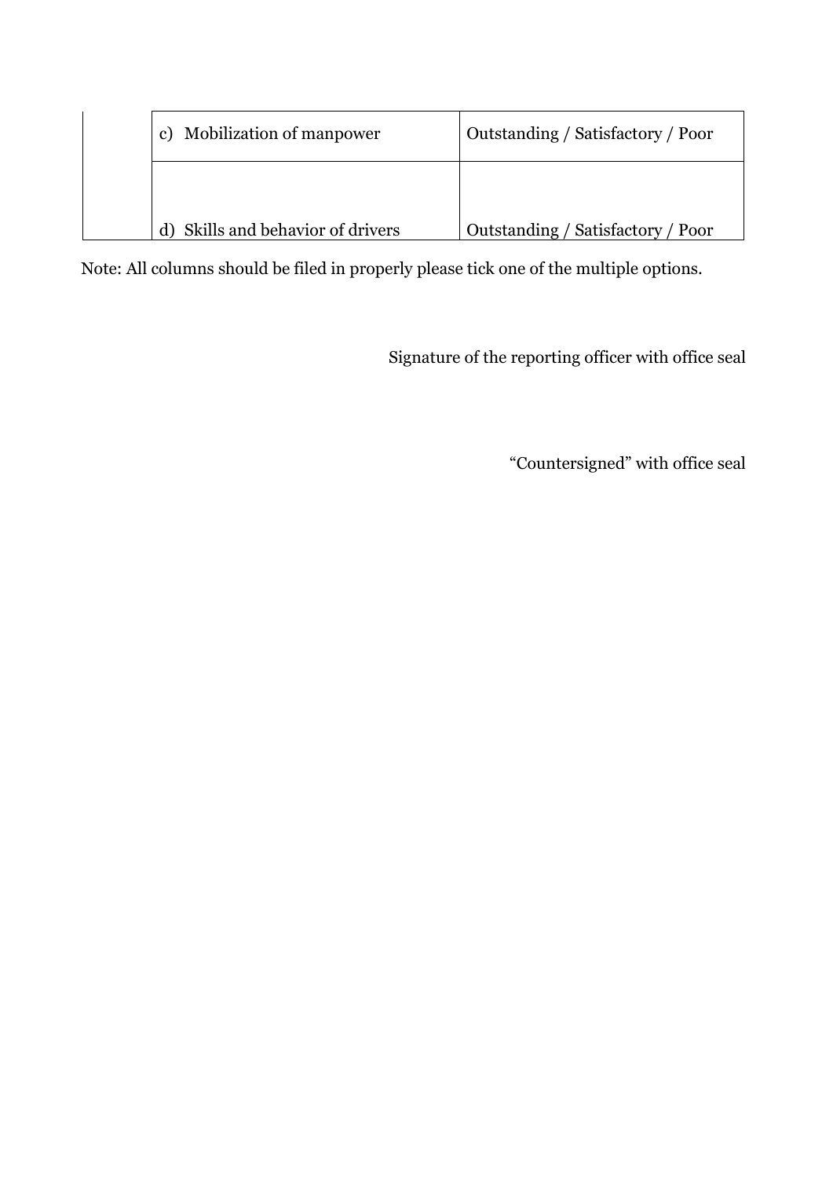| | | |
|---|---|---|
| | c) Mobilization of manpower | Outstanding / Satisfactory / Poor |
| | d) Skills and behavior of drivers | Outstanding / Satisfactory / Poor |

Note: All columns should be filed in properly please tick one of the multiple options.

Signature of the reporting officer with office seal

"Countersigned" with office seal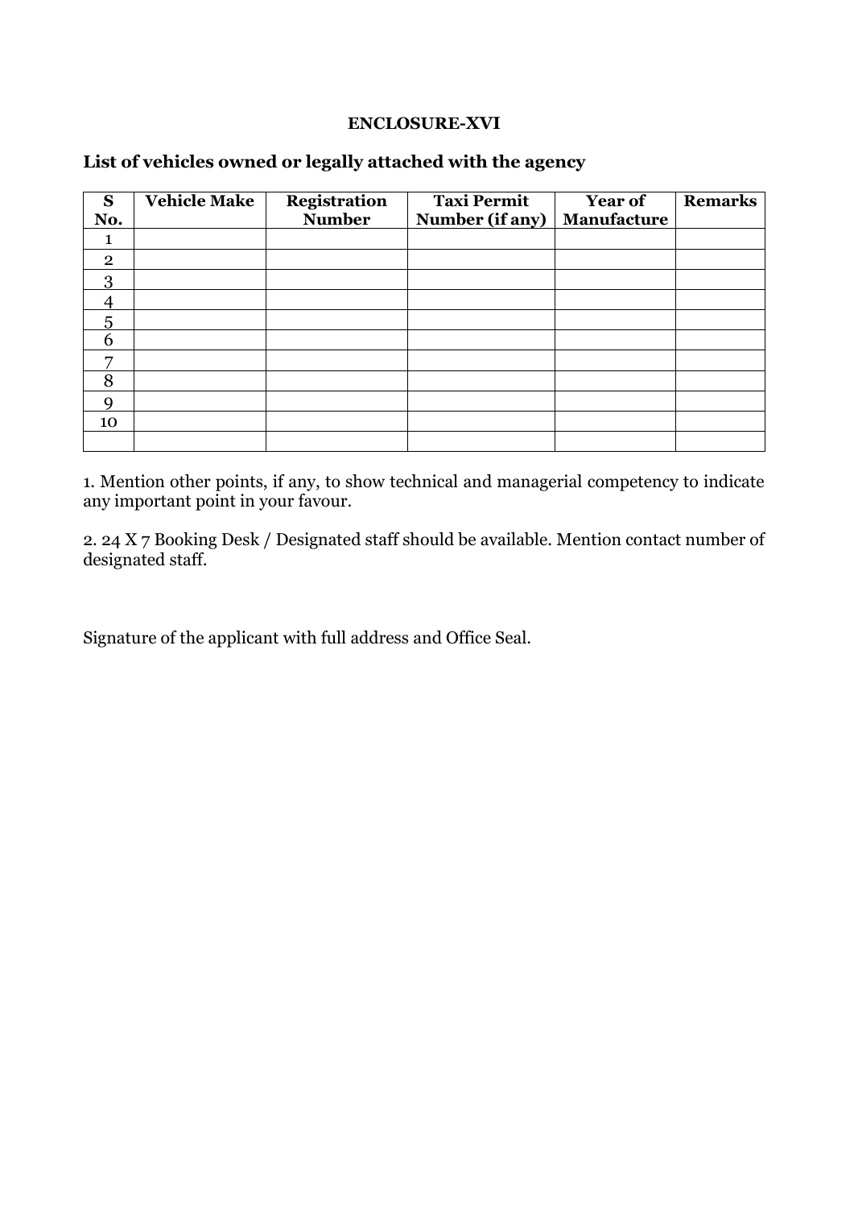**ENCLOSURE-XVI**

## List of vehicles owned or legally attached with the agency

| S No. | Vehicle Make | Registration Number | Taxi Permit Number (if any) | Year of Manufacture | Remarks |
|---|---|---|---|---|---|
| 1 | | | | | |
| 2 | | | | | |
| 3 | | | | | |
| 4 | | | | | |
| 5 | | | | | |
| 6 | | | | | |
| 7 | | | | | |
| 8 | | | | | |
| 9 | | | | | |
| 10 | | | | | |
| | | | | | |

1. Mention other points, if any, to show technical and managerial competency to indicate any important point in your favour.

2. 24 X 7 Booking Desk / Designated staff should be available. Mention contact number of designated staff.

Signature of the applicant with full address and Office Seal.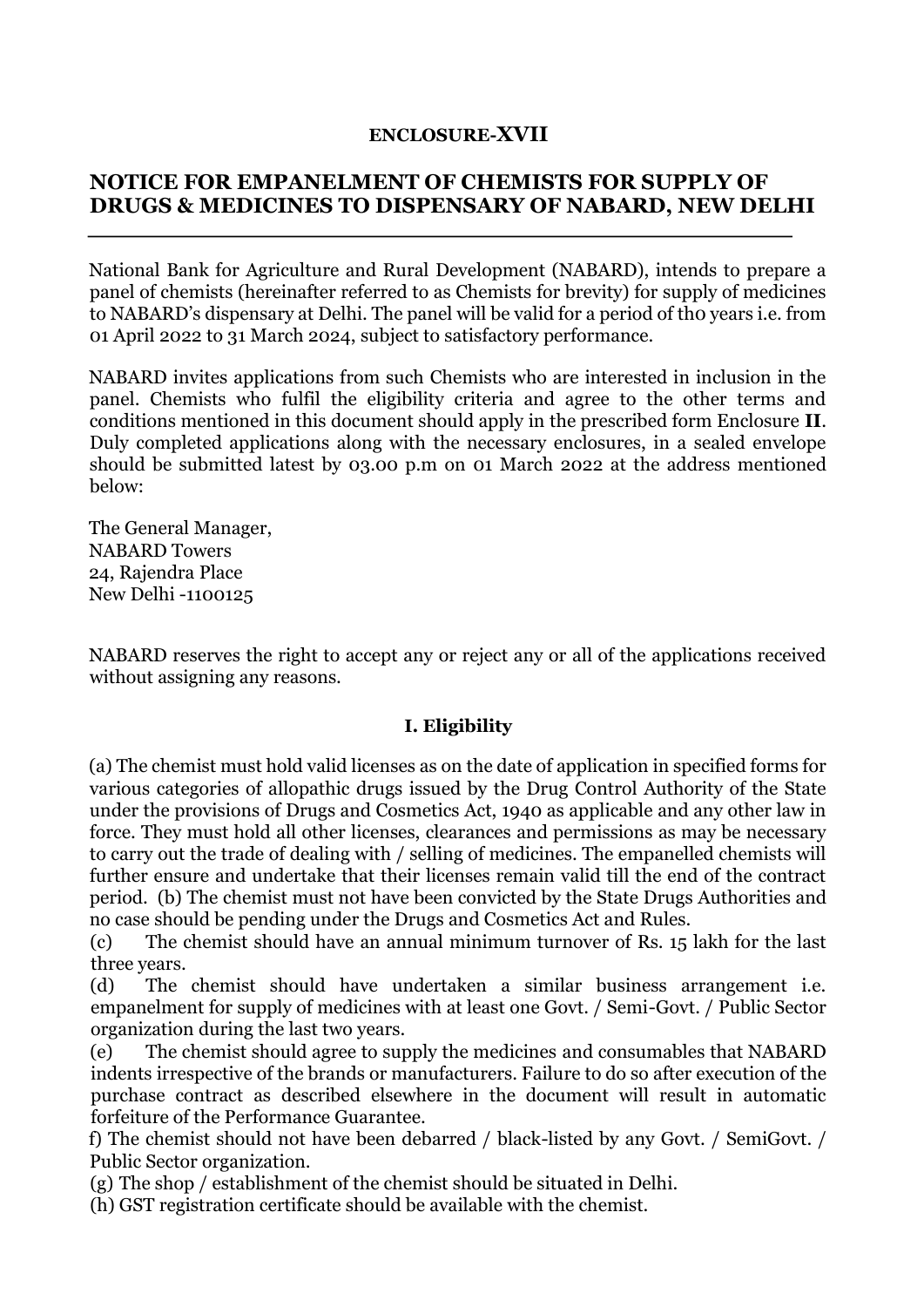**ENCLOSURE-XVII**

## NOTICE FOR EMPANELMENT OF CHEMISTS FOR SUPPLY OF DRUGS & MEDICINES TO DISPENSARY OF NABARD, NEW DELHI

National Bank for Agriculture and Rural Development (NABARD), intends to prepare a panel of chemists (hereinafter referred to as Chemists for brevity) for supply of medicines to NABARD's dispensary at Delhi. The panel will be valid for a period of th0 years i.e. from 01 April 2022 to 31 March 2024, subject to satisfactory performance.

NABARD invites applications from such Chemists who are interested in inclusion in the panel. Chemists who fulfil the eligibility criteria and agree to the other terms and conditions mentioned in this document should apply in the prescribed form Enclosure **II**. Duly completed applications along with the necessary enclosures, in a sealed envelope should be submitted latest by 03.00 p.m on 01 March 2022 at the address mentioned below:

The General Manager,
NABARD Towers
24, Rajendra Place
New Delhi -1100125

NABARD reserves the right to accept any or reject any or all of the applications received without assigning any reasons.

### I. Eligibility

(a) The chemist must hold valid licenses as on the date of application in specified forms for various categories of allopathic drugs issued by the Drug Control Authority of the State under the provisions of Drugs and Cosmetics Act, 1940 as applicable and any other law in force. They must hold all other licenses, clearances and permissions as may be necessary to carry out the trade of dealing with / selling of medicines. The empanelled chemists will further ensure and undertake that their licenses remain valid till the end of the contract period. (b) The chemist must not have been convicted by the State Drugs Authorities and no case should be pending under the Drugs and Cosmetics Act and Rules.

(c) The chemist should have an annual minimum turnover of Rs. 15 lakh for the last three years.

(d) The chemist should have undertaken a similar business arrangement i.e. empanelment for supply of medicines with at least one Govt. / Semi-Govt. / Public Sector organization during the last two years.

(e) The chemist should agree to supply the medicines and consumables that NABARD indents irrespective of the brands or manufacturers. Failure to do so after execution of the purchase contract as described elsewhere in the document will result in automatic forfeiture of the Performance Guarantee.

f) The chemist should not have been debarred / black-listed by any Govt. / SemiGovt. / Public Sector organization.

(g) The shop / establishment of the chemist should be situated in Delhi.

(h) GST registration certificate should be available with the chemist.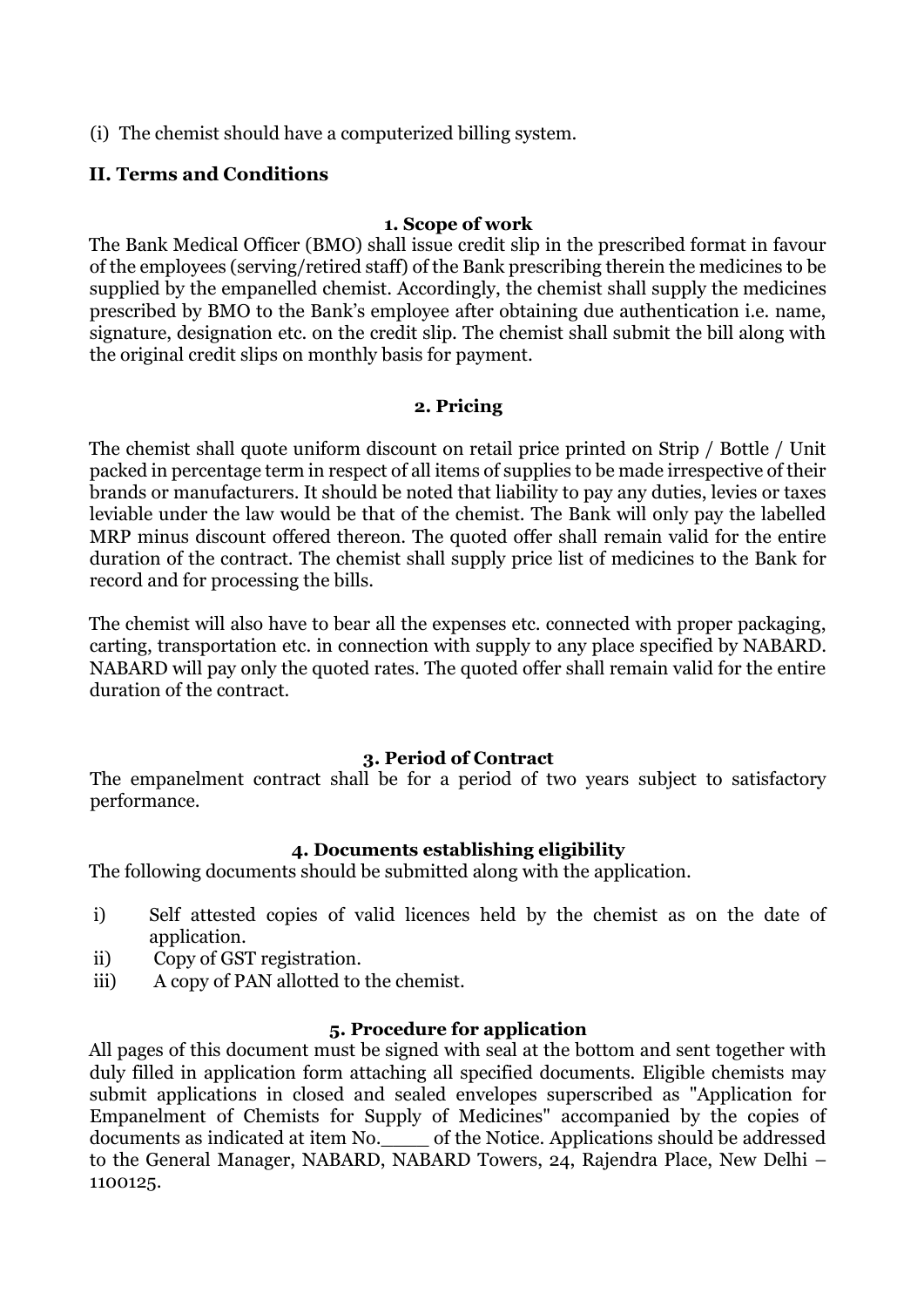(i) The chemist should have a computerized billing system.

## II. Terms and Conditions

### 1. Scope of work

The Bank Medical Officer (BMO) shall issue credit slip in the prescribed format in favour of the employees (serving/retired staff) of the Bank prescribing therein the medicines to be supplied by the empanelled chemist. Accordingly, the chemist shall supply the medicines prescribed by BMO to the Bank's employee after obtaining due authentication i.e. name, signature, designation etc. on the credit slip. The chemist shall submit the bill along with the original credit slips on monthly basis for payment.

### 2. Pricing

The chemist shall quote uniform discount on retail price printed on Strip / Bottle / Unit packed in percentage term in respect of all items of supplies to be made irrespective of their brands or manufacturers. It should be noted that liability to pay any duties, levies or taxes leviable under the law would be that of the chemist. The Bank will only pay the labelled MRP minus discount offered thereon. The quoted offer shall remain valid for the entire duration of the contract. The chemist shall supply price list of medicines to the Bank for record and for processing the bills.

The chemist will also have to bear all the expenses etc. connected with proper packaging, carting, transportation etc. in connection with supply to any place specified by NABARD. NABARD will pay only the quoted rates. The quoted offer shall remain valid for the entire duration of the contract.

### 3. Period of Contract

The empanelment contract shall be for a period of two years subject to satisfactory performance.

### 4. Documents establishing eligibility

The following documents should be submitted along with the application.

i) Self attested copies of valid licences held by the chemist as on the date of application.
ii) Copy of GST registration.
iii) A copy of PAN allotted to the chemist.

### 5. Procedure for application

All pages of this document must be signed with seal at the bottom and sent together with duly filled in application form attaching all specified documents. Eligible chemists may submit applications in closed and sealed envelopes superscribed as "Application for Empanelment of Chemists for Supply of Medicines" accompanied by the copies of documents as indicated at item No.____ of the Notice. Applications should be addressed to the General Manager, NABARD, NABARD Towers, 24, Rajendra Place, New Delhi – 1100125.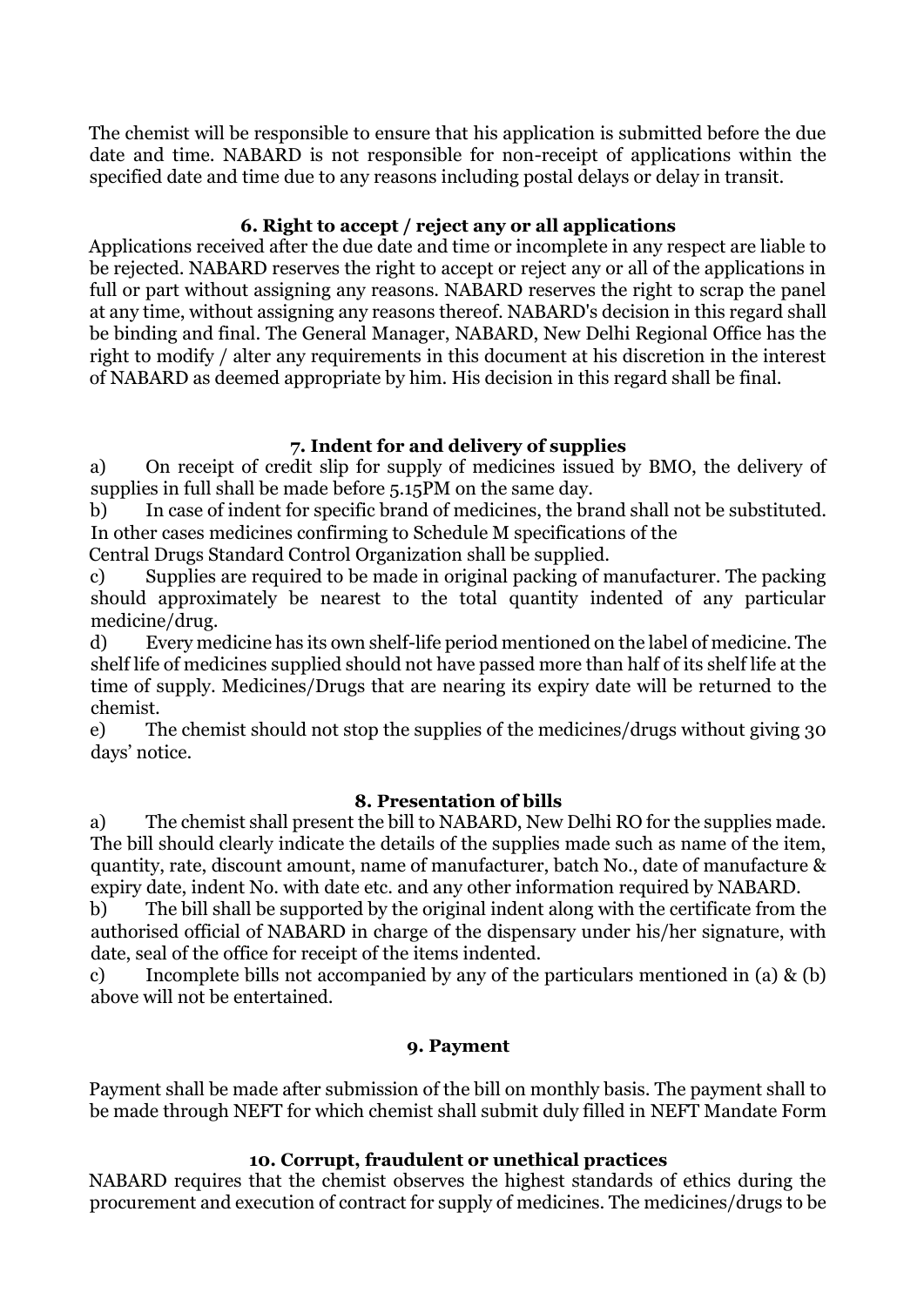The chemist will be responsible to ensure that his application is submitted before the due date and time. NABARD is not responsible for non-receipt of applications within the specified date and time due to any reasons including postal delays or delay in transit.

### 6. Right to accept / reject any or all applications

Applications received after the due date and time or incomplete in any respect are liable to be rejected. NABARD reserves the right to accept or reject any or all of the applications in full or part without assigning any reasons. NABARD reserves the right to scrap the panel at any time, without assigning any reasons thereof. NABARD's decision in this regard shall be binding and final. The General Manager, NABARD, New Delhi Regional Office has the right to modify / alter any requirements in this document at his discretion in the interest of NABARD as deemed appropriate by him. His decision in this regard shall be final.

### 7. Indent for and delivery of supplies

a) On receipt of credit slip for supply of medicines issued by BMO, the delivery of supplies in full shall be made before 5.15PM on the same day.

b) In case of indent for specific brand of medicines, the brand shall not be substituted. In other cases medicines confirming to Schedule M specifications of the Central Drugs Standard Control Organization shall be supplied.

c) Supplies are required to be made in original packing of manufacturer. The packing should approximately be nearest to the total quantity indented of any particular medicine/drug.

d) Every medicine has its own shelf-life period mentioned on the label of medicine. The shelf life of medicines supplied should not have passed more than half of its shelf life at the time of supply. Medicines/Drugs that are nearing its expiry date will be returned to the chemist.

e) The chemist should not stop the supplies of the medicines/drugs without giving 30 days' notice.

### 8. Presentation of bills

a) The chemist shall present the bill to NABARD, New Delhi RO for the supplies made. The bill should clearly indicate the details of the supplies made such as name of the item, quantity, rate, discount amount, name of manufacturer, batch No., date of manufacture & expiry date, indent No. with date etc. and any other information required by NABARD.

b) The bill shall be supported by the original indent along with the certificate from the authorised official of NABARD in charge of the dispensary under his/her signature, with date, seal of the office for receipt of the items indented.

c) Incomplete bills not accompanied by any of the particulars mentioned in (a) & (b) above will not be entertained.

### 9. Payment

Payment shall be made after submission of the bill on monthly basis. The payment shall to be made through NEFT for which chemist shall submit duly filled in NEFT Mandate Form

### 10. Corrupt, fraudulent or unethical practices

NABARD requires that the chemist observes the highest standards of ethics during the procurement and execution of contract for supply of medicines. The medicines/drugs to be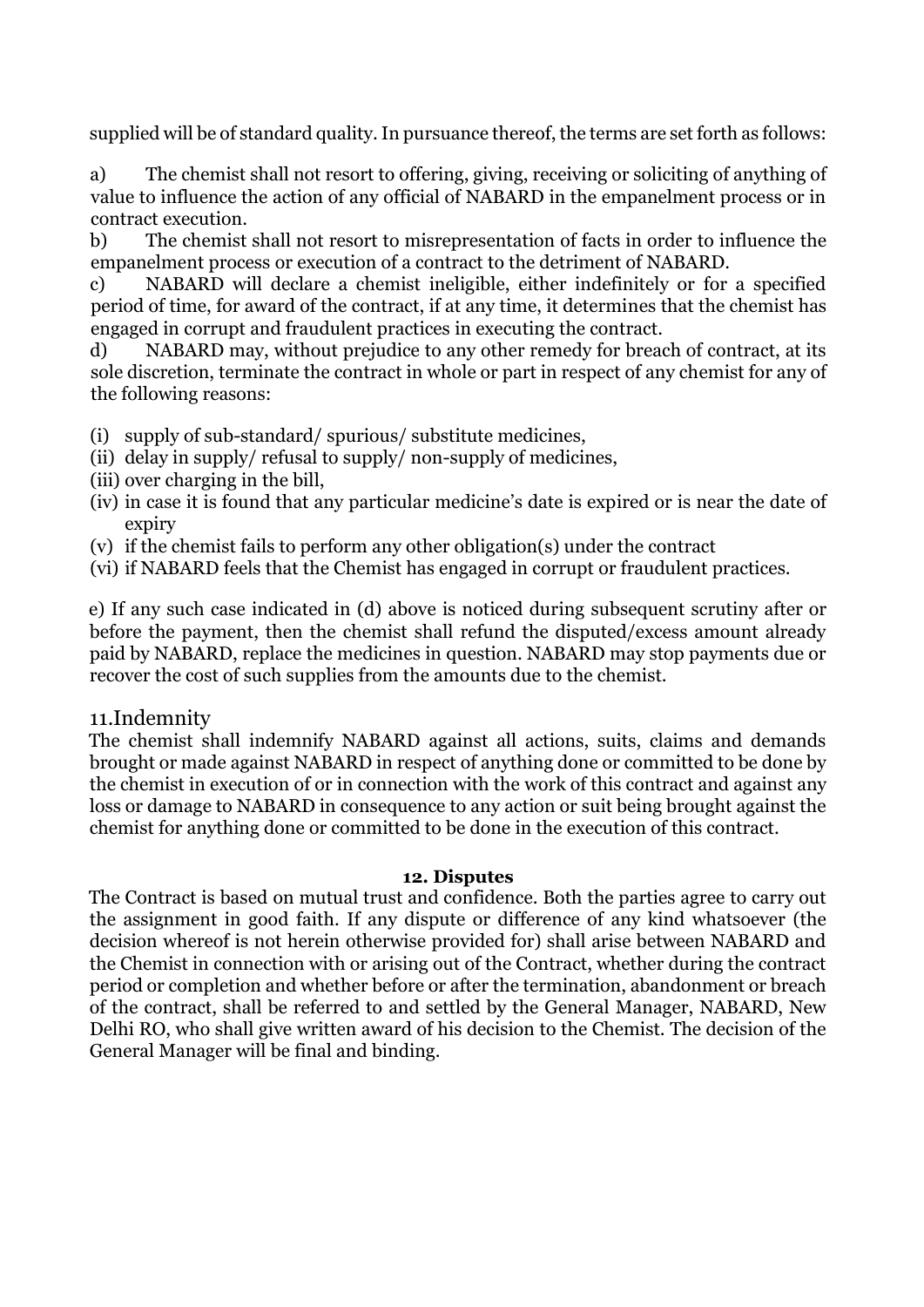supplied will be of standard quality. In pursuance thereof, the terms are set forth as follows:

a) The chemist shall not resort to offering, giving, receiving or soliciting of anything of value to influence the action of any official of NABARD in the empanelment process or in contract execution.

b) The chemist shall not resort to misrepresentation of facts in order to influence the empanelment process or execution of a contract to the detriment of NABARD.

c) NABARD will declare a chemist ineligible, either indefinitely or for a specified period of time, for award of the contract, if at any time, it determines that the chemist has engaged in corrupt and fraudulent practices in executing the contract.

d) NABARD may, without prejudice to any other remedy for breach of contract, at its sole discretion, terminate the contract in whole or part in respect of any chemist for any of the following reasons:

(i) supply of sub-standard/ spurious/ substitute medicines,
(ii) delay in supply/ refusal to supply/ non-supply of medicines,
(iii) over charging in the bill,
(iv) in case it is found that any particular medicine's date is expired or is near the date of expiry
(v) if the chemist fails to perform any other obligation(s) under the contract
(vi) if NABARD feels that the Chemist has engaged in corrupt or fraudulent practices.

e) If any such case indicated in (d) above is noticed during subsequent scrutiny after or before the payment, then the chemist shall refund the disputed/excess amount already paid by NABARD, replace the medicines in question. NABARD may stop payments due or recover the cost of such supplies from the amounts due to the chemist.

## 11.Indemnity

The chemist shall indemnify NABARD against all actions, suits, claims and demands brought or made against NABARD in respect of anything done or committed to be done by the chemist in execution of or in connection with the work of this contract and against any loss or damage to NABARD in consequence to any action or suit being brought against the chemist for anything done or committed to be done in the execution of this contract.

## 12. Disputes

The Contract is based on mutual trust and confidence. Both the parties agree to carry out the assignment in good faith. If any dispute or difference of any kind whatsoever (the decision whereof is not herein otherwise provided for) shall arise between NABARD and the Chemist in connection with or arising out of the Contract, whether during the contract period or completion and whether before or after the termination, abandonment or breach of the contract, shall be referred to and settled by the General Manager, NABARD, New Delhi RO, who shall give written award of his decision to the Chemist. The decision of the General Manager will be final and binding.